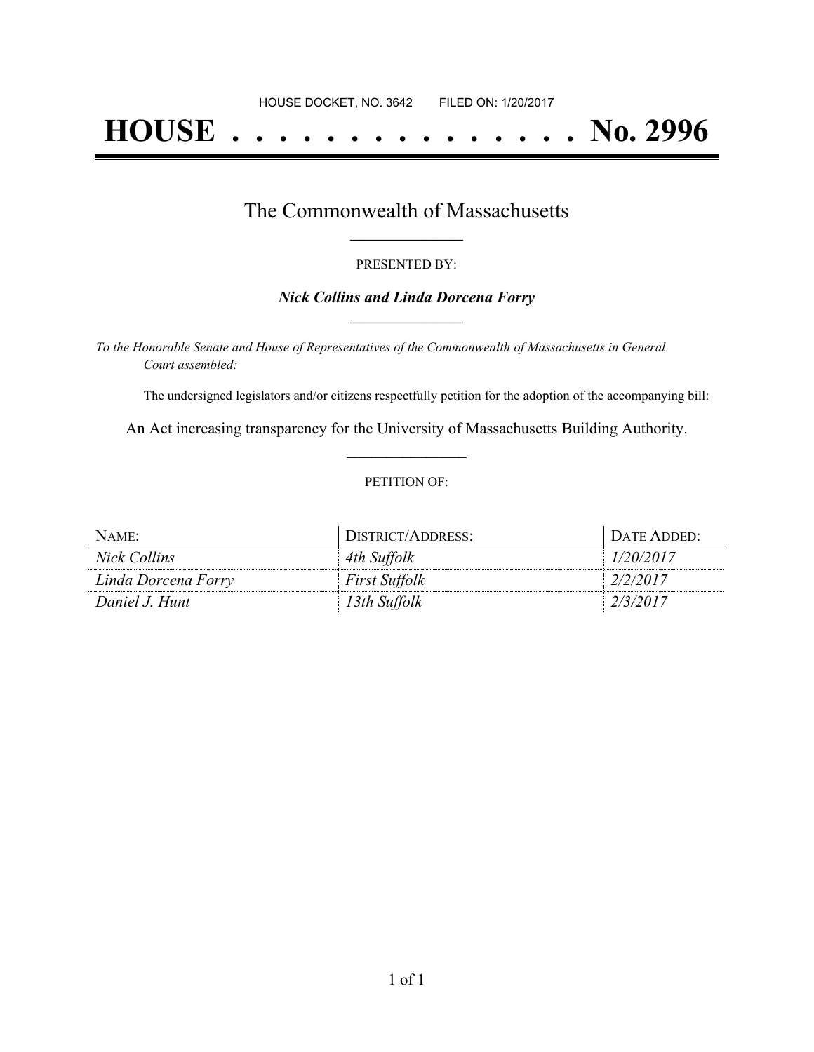HOUSE DOCKET, NO. 3642 FILED ON: 1/20/2017

# HOUSE . . . . . . . . . . . . . . . No. 2996

## The Commonwealth of Massachusetts

PRESENTED BY:

***Nick Collins and Linda Dorcena Forry***

*To the Honorable Senate and House of Representatives of the Commonwealth of Massachusetts in General Court assembled:*

The undersigned legislators and/or citizens respectfully petition for the adoption of the accompanying bill:

An Act increasing transparency for the University of Massachusetts Building Authority.

PETITION OF:

| NAME: | DISTRICT/ADDRESS: | DATE ADDED: |
|---|---|---|
| *Nick Collins* | *4th Suffolk* | *1/20/2017* |
| *Linda Dorcena Forry* | *First Suffolk* | *2/2/2017* |
| *Daniel J. Hunt* | *13th Suffolk* | *2/3/2017* |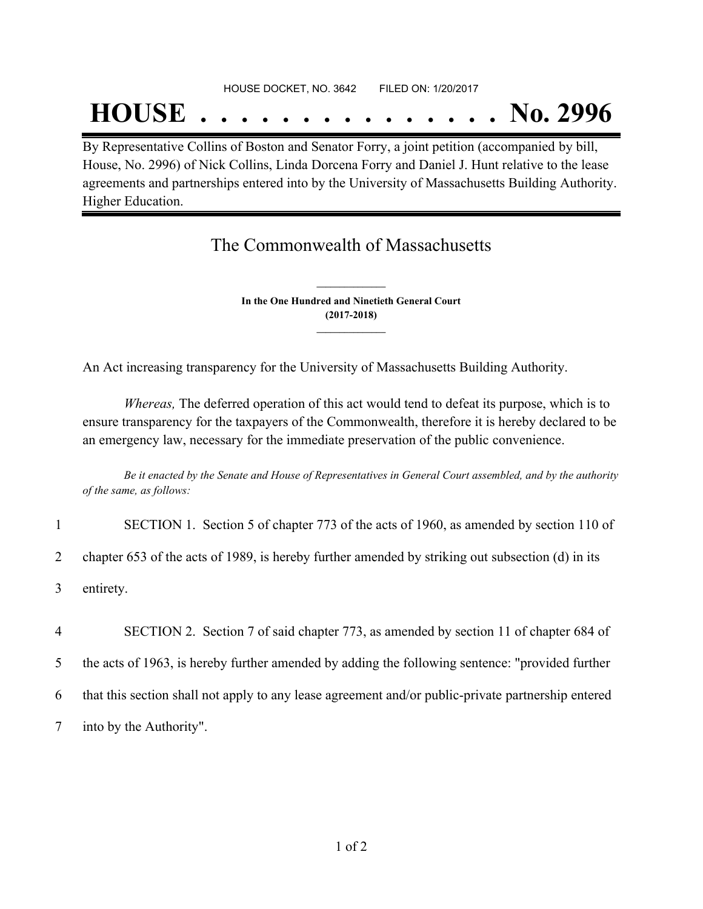HOUSE DOCKET, NO. 3642 FILED ON: 1/20/2017

# HOUSE . . . . . . . . . . . . . . . No. 2996

By Representative Collins of Boston and Senator Forry, a joint petition (accompanied by bill, House, No. 2996) of Nick Collins, Linda Dorcena Forry and Daniel J. Hunt relative to the lease agreements and partnerships entered into by the University of Massachusetts Building Authority. Higher Education.

## The Commonwealth of Massachusetts

**In the One Hundred and Ninetieth General Court**
**(2017-2018)**

An Act increasing transparency for the University of Massachusetts Building Authority.

*Whereas,* The deferred operation of this act would tend to defeat its purpose, which is to ensure transparency for the taxpayers of the Commonwealth, therefore it is hereby declared to be an emergency law, necessary for the immediate preservation of the public convenience.

*Be it enacted by the Senate and House of Representatives in General Court assembled, and by the authority of the same, as follows:*

1 SECTION 1. Section 5 of chapter 773 of the acts of 1960, as amended by section 110 of
2 chapter 653 of the acts of 1989, is hereby further amended by striking out subsection (d) in its
3 entirety.

4 SECTION 2. Section 7 of said chapter 773, as amended by section 11 of chapter 684 of
5 the acts of 1963, is hereby further amended by adding the following sentence: "provided further
6 that this section shall not apply to any lease agreement and/or public-private partnership entered
7 into by the Authority".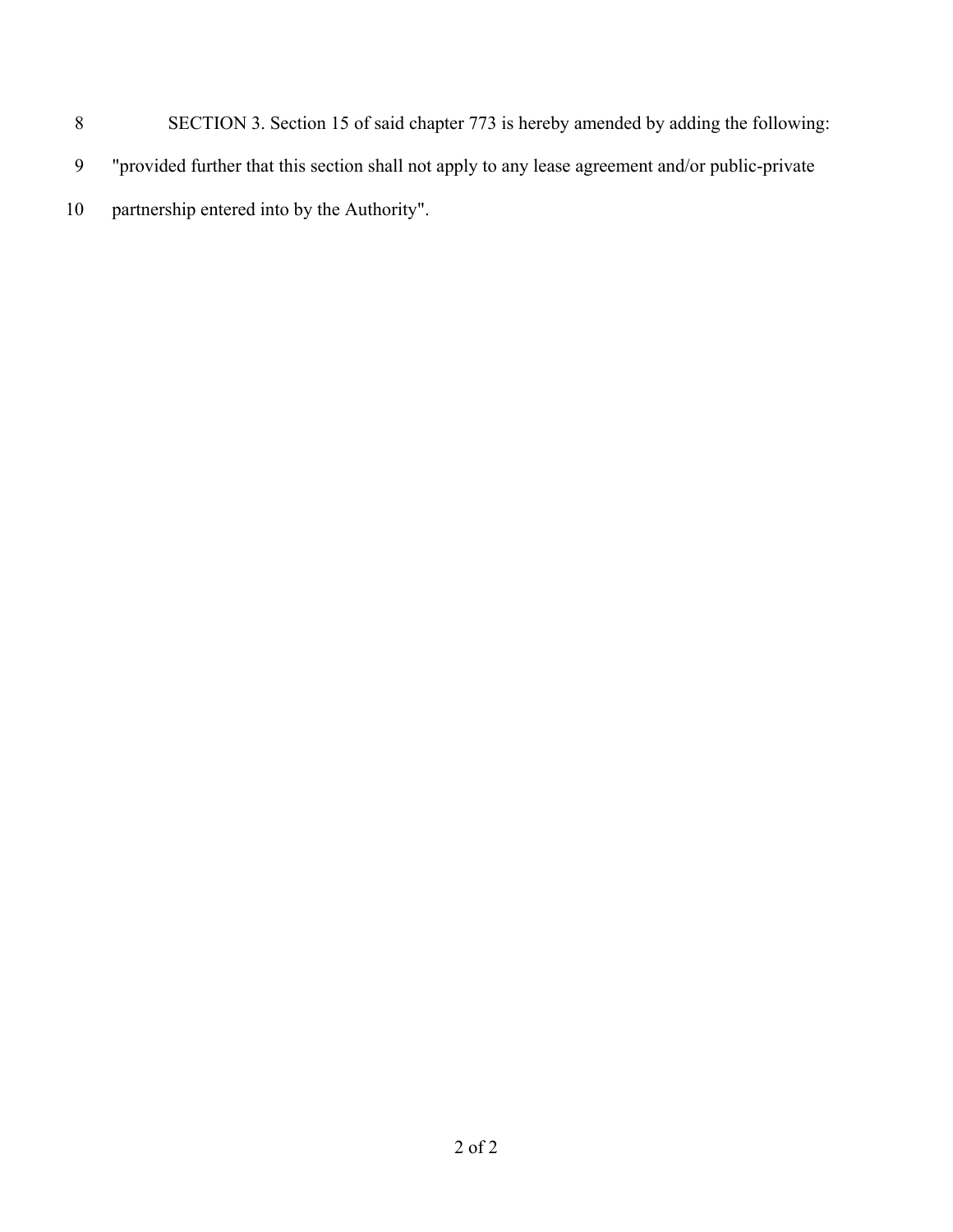SECTION 3. Section 15 of said chapter 773 is hereby amended by adding the following: "provided further that this section shall not apply to any lease agreement and/or public-private partnership entered into by the Authority".